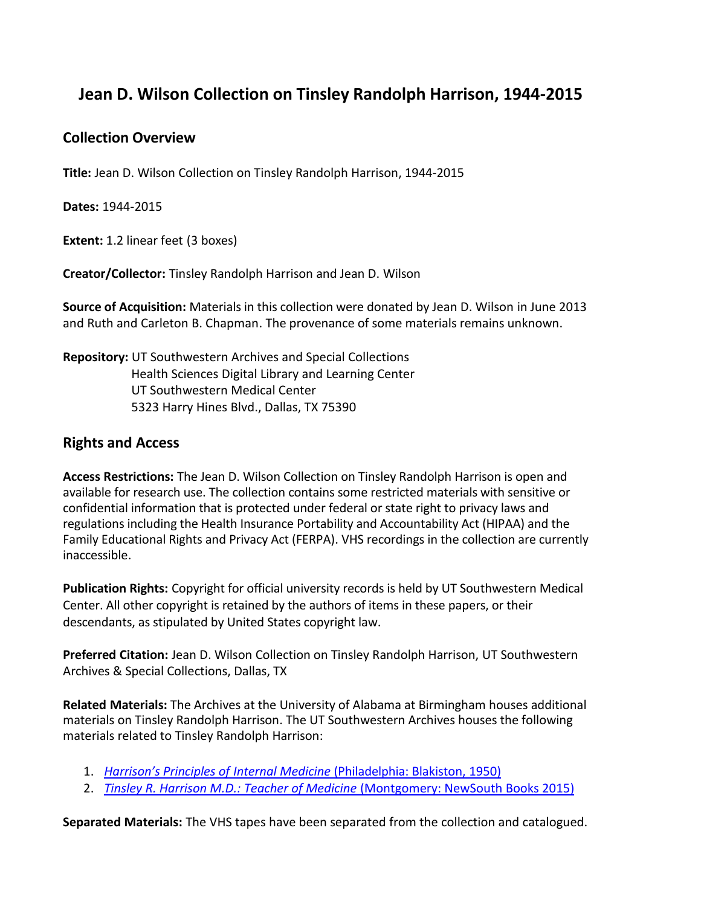# Jean D. Wilson Collection on Tinsley Randolph Harrison, 1944-2015

## Collection Overview

**Title:** Jean D. Wilson Collection on Tinsley Randolph Harrison, 1944-2015

**Dates:** 1944-2015

**Extent:** 1.2 linear feet (3 boxes)

**Creator/Collector:** Tinsley Randolph Harrison and Jean D. Wilson

**Source of Acquisition:** Materials in this collection were donated by Jean D. Wilson in June 2013 and Ruth and Carleton B. Chapman. The provenance of some materials remains unknown.

**Repository:** UT Southwestern Archives and Special Collections
Health Sciences Digital Library and Learning Center
UT Southwestern Medical Center
5323 Harry Hines Blvd., Dallas, TX 75390

## Rights and Access

**Access Restrictions:** The Jean D. Wilson Collection on Tinsley Randolph Harrison is open and available for research use. The collection contains some restricted materials with sensitive or confidential information that is protected under federal or state right to privacy laws and regulations including the Health Insurance Portability and Accountability Act (HIPAA) and the Family Educational Rights and Privacy Act (FERPA). VHS recordings in the collection are currently inaccessible.

**Publication Rights:** Copyright for official university records is held by UT Southwestern Medical Center. All other copyright is retained by the authors of items in these papers, or their descendants, as stipulated by United States copyright law.

**Preferred Citation:** Jean D. Wilson Collection on Tinsley Randolph Harrison, UT Southwestern Archives & Special Collections, Dallas, TX

**Related Materials:** The Archives at the University of Alabama at Birmingham houses additional materials on Tinsley Randolph Harrison. The UT Southwestern Archives houses the following materials related to Tinsley Randolph Harrison:

1. *Harrison's Principles of Internal Medicine* (Philadelphia: Blakiston, 1950)
2. *Tinsley R. Harrison M.D.: Teacher of Medicine* (Montgomery: NewSouth Books 2015)

**Separated Materials:** The VHS tapes have been separated from the collection and catalogued.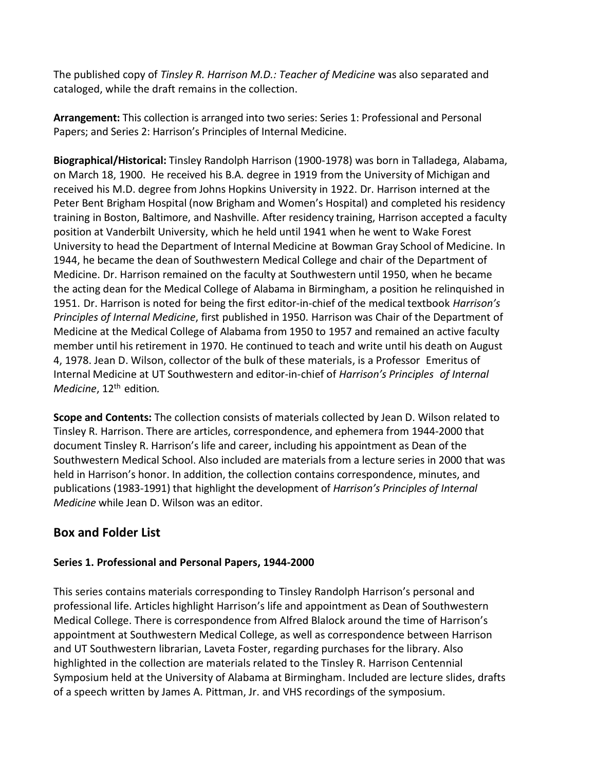The published copy of *Tinsley R. Harrison M.D.: Teacher of Medicine* was also separated and cataloged, while the draft remains in the collection.

**Arrangement:** This collection is arranged into two series: Series 1: Professional and Personal Papers; and Series 2: Harrison's Principles of Internal Medicine.

**Biographical/Historical:** Tinsley Randolph Harrison (1900-1978) was born in Talladega, Alabama, on March 18, 1900. He received his B.A. degree in 1919 from the University of Michigan and received his M.D. degree from Johns Hopkins University in 1922. Dr. Harrison interned at the Peter Bent Brigham Hospital (now Brigham and Women's Hospital) and completed his residency training in Boston, Baltimore, and Nashville. After residency training, Harrison accepted a faculty position at Vanderbilt University, which he held until 1941 when he went to Wake Forest University to head the Department of Internal Medicine at Bowman Gray School of Medicine. In 1944, he became the dean of Southwestern Medical College and chair of the Department of Medicine. Dr. Harrison remained on the faculty at Southwestern until 1950, when he became the acting dean for the Medical College of Alabama in Birmingham, a position he relinquished in 1951. Dr. Harrison is noted for being the first editor-in-chief of the medical textbook *Harrison's Principles of Internal Medicine*, first published in 1950. Harrison was Chair of the Department of Medicine at the Medical College of Alabama from 1950 to 1957 and remained an active faculty member until his retirement in 1970. He continued to teach and write until his death on August 4, 1978. Jean D. Wilson, collector of the bulk of these materials, is a Professor Emeritus of Internal Medicine at UT Southwestern and editor-in-chief of *Harrison's Principles of Internal Medicine*, 12th edition.

**Scope and Contents:** The collection consists of materials collected by Jean D. Wilson related to Tinsley R. Harrison. There are articles, correspondence, and ephemera from 1944-2000 that document Tinsley R. Harrison's life and career, including his appointment as Dean of the Southwestern Medical School. Also included are materials from a lecture series in 2000 that was held in Harrison's honor. In addition, the collection contains correspondence, minutes, and publications (1983-1991) that highlight the development of *Harrison's Principles of Internal Medicine* while Jean D. Wilson was an editor.

## Box and Folder List

### Series 1. Professional and Personal Papers, 1944-2000

This series contains materials corresponding to Tinsley Randolph Harrison's personal and professional life. Articles highlight Harrison's life and appointment as Dean of Southwestern Medical College. There is correspondence from Alfred Blalock around the time of Harrison's appointment at Southwestern Medical College, as well as correspondence between Harrison and UT Southwestern librarian, Laveta Foster, regarding purchases for the library. Also highlighted in the collection are materials related to the Tinsley R. Harrison Centennial Symposium held at the University of Alabama at Birmingham. Included are lecture slides, drafts of a speech written by James A. Pittman, Jr. and VHS recordings of the symposium.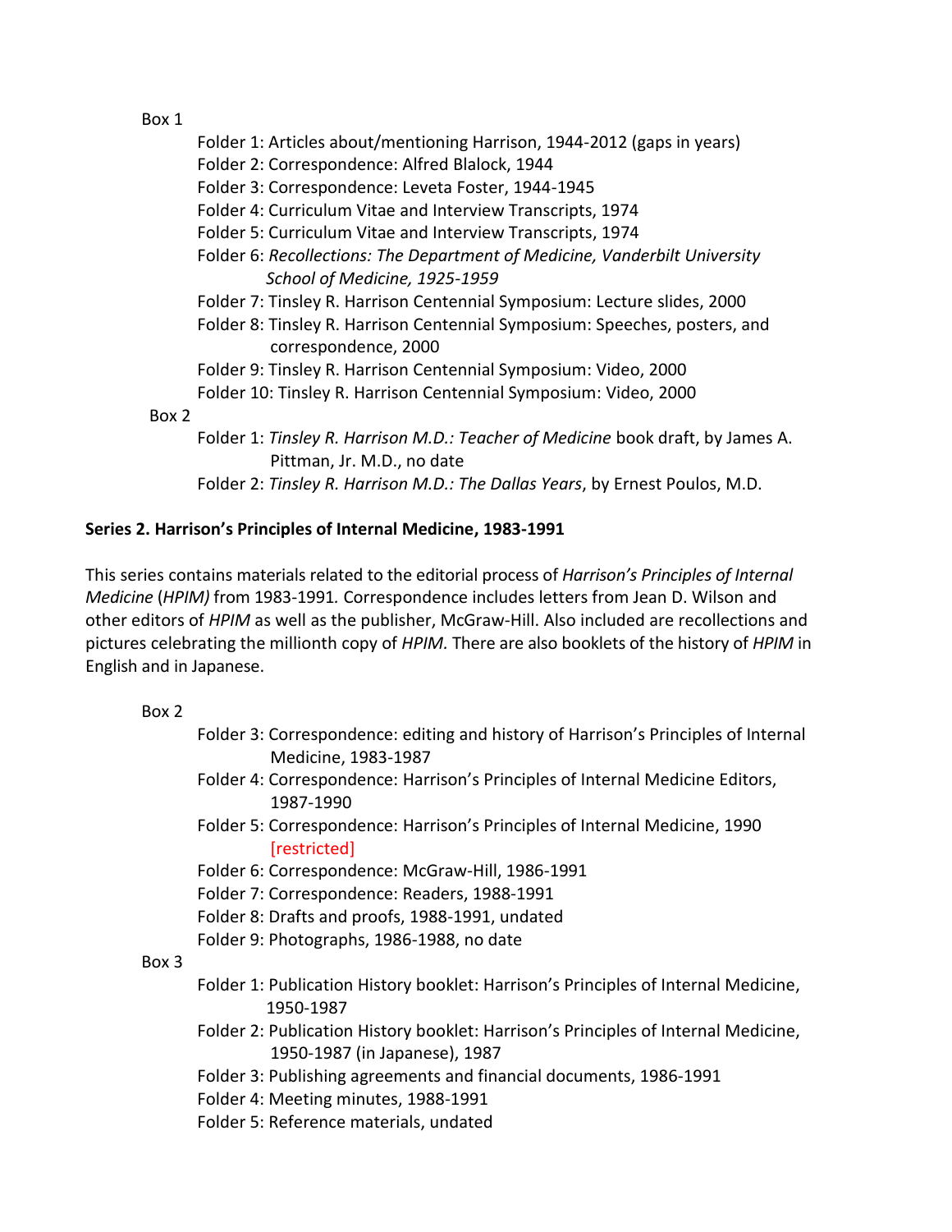Box 1

- Folder 1: Articles about/mentioning Harrison, 1944-2012 (gaps in years)
- Folder 2: Correspondence: Alfred Blalock, 1944
- Folder 3: Correspondence: Leveta Foster, 1944-1945
- Folder 4: Curriculum Vitae and Interview Transcripts, 1974
- Folder 5: Curriculum Vitae and Interview Transcripts, 1974
- Folder 6: *Recollections: The Department of Medicine, Vanderbilt University School of Medicine, 1925-1959*
- Folder 7: Tinsley R. Harrison Centennial Symposium: Lecture slides, 2000
- Folder 8: Tinsley R. Harrison Centennial Symposium: Speeches, posters, and correspondence, 2000
- Folder 9: Tinsley R. Harrison Centennial Symposium: Video, 2000
- Folder 10: Tinsley R. Harrison Centennial Symposium: Video, 2000

Box 2

- Folder 1: *Tinsley R. Harrison M.D.: Teacher of Medicine* book draft, by James A. Pittman, Jr. M.D., no date
- Folder 2: *Tinsley R. Harrison M.D.: The Dallas Years*, by Ernest Poulos, M.D.

**Series 2. Harrison's Principles of Internal Medicine, 1983-1991**

This series contains materials related to the editorial process of *Harrison's Principles of Internal Medicine* (*HPIM)* from 1983-1991*.* Correspondence includes letters from Jean D. Wilson and other editors of *HPIM* as well as the publisher, McGraw-Hill. Also included are recollections and pictures celebrating the millionth copy of *HPIM*. There are also booklets of the history of *HPIM* in English and in Japanese.

Box 2

- Folder 3: Correspondence: editing and history of Harrison's Principles of Internal Medicine, 1983-1987
- Folder 4: Correspondence: Harrison's Principles of Internal Medicine Editors, 1987-1990
- Folder 5: Correspondence: Harrison's Principles of Internal Medicine, 1990 [restricted]
- Folder 6: Correspondence: McGraw-Hill, 1986-1991
- Folder 7: Correspondence: Readers, 1988-1991
- Folder 8: Drafts and proofs, 1988-1991, undated
- Folder 9: Photographs, 1986-1988, no date

Box 3

- Folder 1: Publication History booklet: Harrison's Principles of Internal Medicine, 1950-1987
- Folder 2: Publication History booklet: Harrison's Principles of Internal Medicine, 1950-1987 (in Japanese), 1987
- Folder 3: Publishing agreements and financial documents, 1986-1991
- Folder 4: Meeting minutes, 1988-1991
- Folder 5: Reference materials, undated